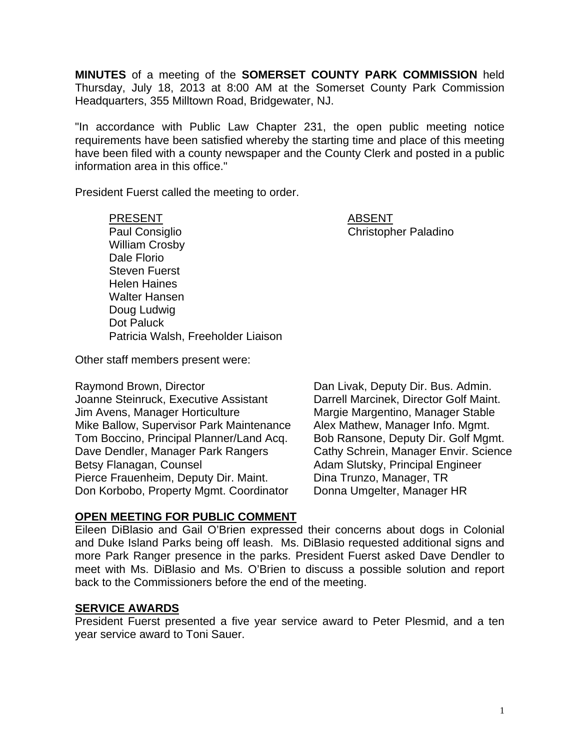**MINUTES** of a meeting of the **SOMERSET COUNTY PARK COMMISSION** held Thursday, July 18, 2013 at 8:00 AM at the Somerset County Park Commission Headquarters, 355 Milltown Road, Bridgewater, NJ.

"In accordance with Public Law Chapter 231, the open public meeting notice requirements have been satisfied whereby the starting time and place of this meeting have been filed with a county newspaper and the County Clerk and posted in a public information area in this office."

President Fuerst called the meeting to order.

| PRESENT | ABSENT |
|---|---|
| Paul Consiglio | Christopher Paladino |
| William Crosby | |
| Dale Florio | |
| Steven Fuerst | |
| Helen Haines | |
| Walter Hansen | |
| Doug Ludwig | |
| Dot Paluck | |
| Patricia Walsh, Freeholder Liaison | |

Other staff members present were:

Raymond Brown, Director
Joanne Steinruck, Executive Assistant
Jim Avens, Manager Horticulture
Mike Ballow, Supervisor Park Maintenance
Tom Boccino, Principal Planner/Land Acq.
Dave Dendler, Manager Park Rangers
Betsy Flanagan, Counsel
Pierce Frauenheim, Deputy Dir. Maint.
Don Korbobo, Property Mgmt. Coordinator
Dan Livak, Deputy Dir. Bus. Admin.
Darrell Marcinek, Director Golf Maint.
Margie Margentino, Manager Stable
Alex Mathew, Manager Info. Mgmt.
Bob Ransone, Deputy Dir. Golf Mgmt.
Cathy Schrein, Manager Envir. Science
Adam Slutsky, Principal Engineer
Dina Trunzo, Manager, TR
Donna Umgelter, Manager HR

## OPEN MEETING FOR PUBLIC COMMENT

Eileen DiBlasio and Gail O'Brien expressed their concerns about dogs in Colonial and Duke Island Parks being off leash. Ms. DiBlasio requested additional signs and more Park Ranger presence in the parks. President Fuerst asked Dave Dendler to meet with Ms. DiBlasio and Ms. O'Brien to discuss a possible solution and report back to the Commissioners before the end of the meeting.

## SERVICE AWARDS

President Fuerst presented a five year service award to Peter Plesmid, and a ten year service award to Toni Sauer.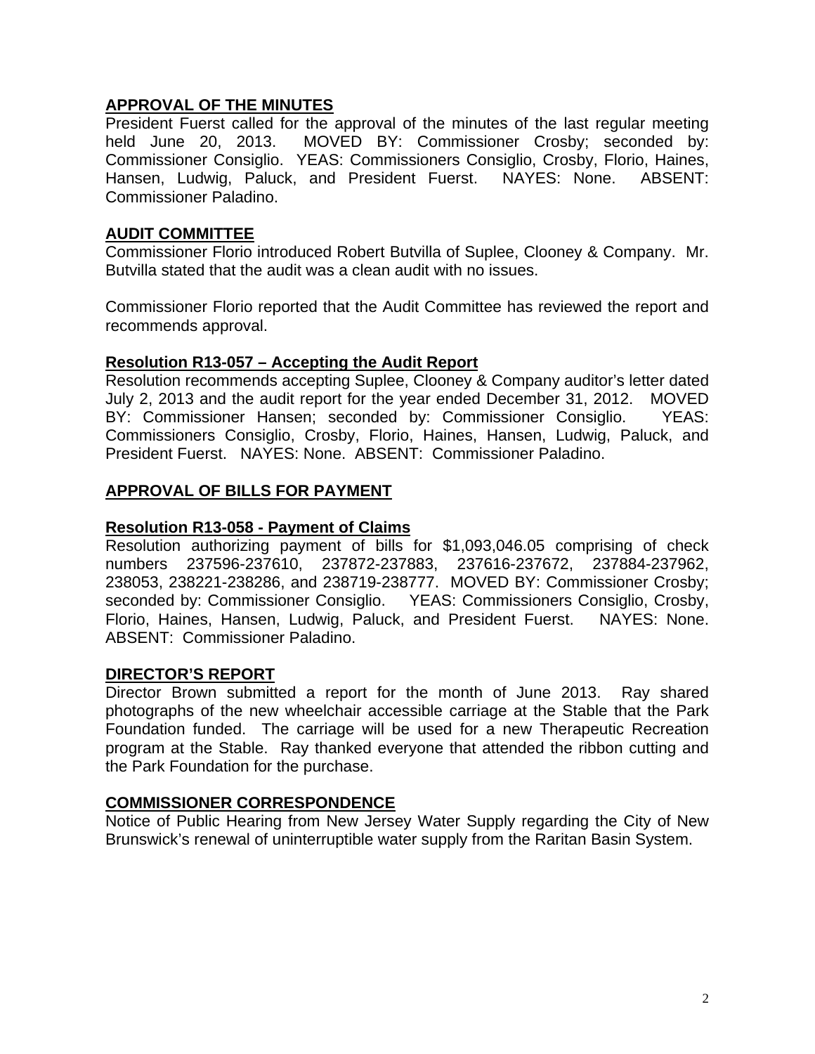## APPROVAL OF THE MINUTES

President Fuerst called for the approval of the minutes of the last regular meeting held June 20, 2013. MOVED BY: Commissioner Crosby; seconded by: Commissioner Consiglio. YEAS: Commissioners Consiglio, Crosby, Florio, Haines, Hansen, Ludwig, Paluck, and President Fuerst. NAYES: None. ABSENT: Commissioner Paladino.

## AUDIT COMMITTEE

Commissioner Florio introduced Robert Butvilla of Suplee, Clooney & Company. Mr. Butvilla stated that the audit was a clean audit with no issues.

Commissioner Florio reported that the Audit Committee has reviewed the report and recommends approval.

### Resolution R13-057 – Accepting the Audit Report

Resolution recommends accepting Suplee, Clooney & Company auditor's letter dated July 2, 2013 and the audit report for the year ended December 31, 2012. MOVED BY: Commissioner Hansen; seconded by: Commissioner Consiglio. YEAS: Commissioners Consiglio, Crosby, Florio, Haines, Hansen, Ludwig, Paluck, and President Fuerst. NAYES: None. ABSENT: Commissioner Paladino.

## APPROVAL OF BILLS FOR PAYMENT

### Resolution R13-058 - Payment of Claims

Resolution authorizing payment of bills for $1,093,046.05 comprising of check numbers 237596-237610, 237872-237883, 237616-237672, 237884-237962, 238053, 238221-238286, and 238719-238777. MOVED BY: Commissioner Crosby; seconded by: Commissioner Consiglio. YEAS: Commissioners Consiglio, Crosby, Florio, Haines, Hansen, Ludwig, Paluck, and President Fuerst. NAYES: None. ABSENT: Commissioner Paladino.

## DIRECTOR'S REPORT

Director Brown submitted a report for the month of June 2013. Ray shared photographs of the new wheelchair accessible carriage at the Stable that the Park Foundation funded. The carriage will be used for a new Therapeutic Recreation program at the Stable. Ray thanked everyone that attended the ribbon cutting and the Park Foundation for the purchase.

## COMMISSIONER CORRESPONDENCE

Notice of Public Hearing from New Jersey Water Supply regarding the City of New Brunswick's renewal of uninterruptible water supply from the Raritan Basin System.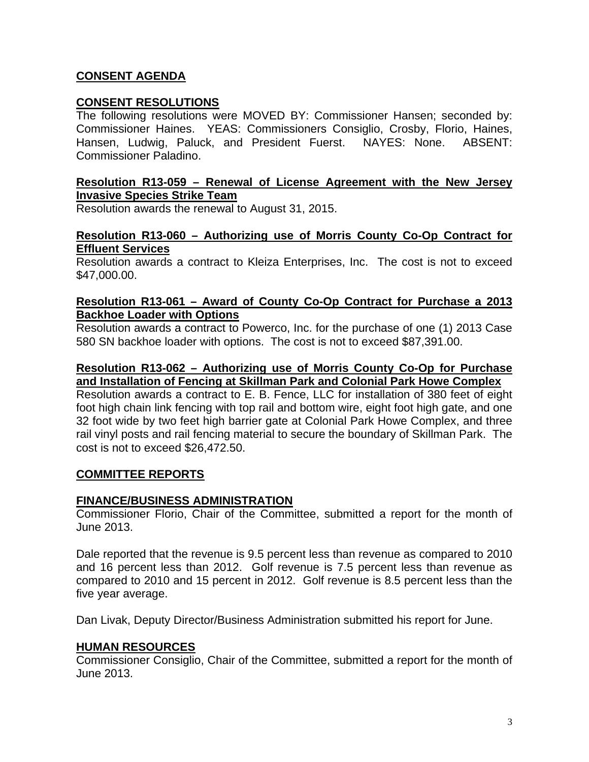## CONSENT AGENDA

### CONSENT RESOLUTIONS

The following resolutions were MOVED BY: Commissioner Hansen; seconded by: Commissioner Haines. YEAS: Commissioners Consiglio, Crosby, Florio, Haines, Hansen, Ludwig, Paluck, and President Fuerst. NAYES: None. ABSENT: Commissioner Paladino.

**Resolution R13-059 – Renewal of License Agreement with the New Jersey Invasive Species Strike Team**

Resolution awards the renewal to August 31, 2015.

**Resolution R13-060 – Authorizing use of Morris County Co-Op Contract for Effluent Services**

Resolution awards a contract to Kleiza Enterprises, Inc. The cost is not to exceed $47,000.00.

**Resolution R13-061 – Award of County Co-Op Contract for Purchase a 2013 Backhoe Loader with Options**

Resolution awards a contract to Powerco, Inc. for the purchase of one (1) 2013 Case 580 SN backhoe loader with options. The cost is not to exceed $87,391.00.

**Resolution R13-062 – Authorizing use of Morris County Co-Op for Purchase and Installation of Fencing at Skillman Park and Colonial Park Howe Complex**

Resolution awards a contract to E. B. Fence, LLC for installation of 380 feet of eight foot high chain link fencing with top rail and bottom wire, eight foot high gate, and one 32 foot wide by two feet high barrier gate at Colonial Park Howe Complex, and three rail vinyl posts and rail fencing material to secure the boundary of Skillman Park. The cost is not to exceed $26,472.50.

## COMMITTEE REPORTS

### FINANCE/BUSINESS ADMINISTRATION

Commissioner Florio, Chair of the Committee, submitted a report for the month of June 2013.

Dale reported that the revenue is 9.5 percent less than revenue as compared to 2010 and 16 percent less than 2012. Golf revenue is 7.5 percent less than revenue as compared to 2010 and 15 percent in 2012. Golf revenue is 8.5 percent less than the five year average.

Dan Livak, Deputy Director/Business Administration submitted his report for June.

### HUMAN RESOURCES

Commissioner Consiglio, Chair of the Committee, submitted a report for the month of June 2013.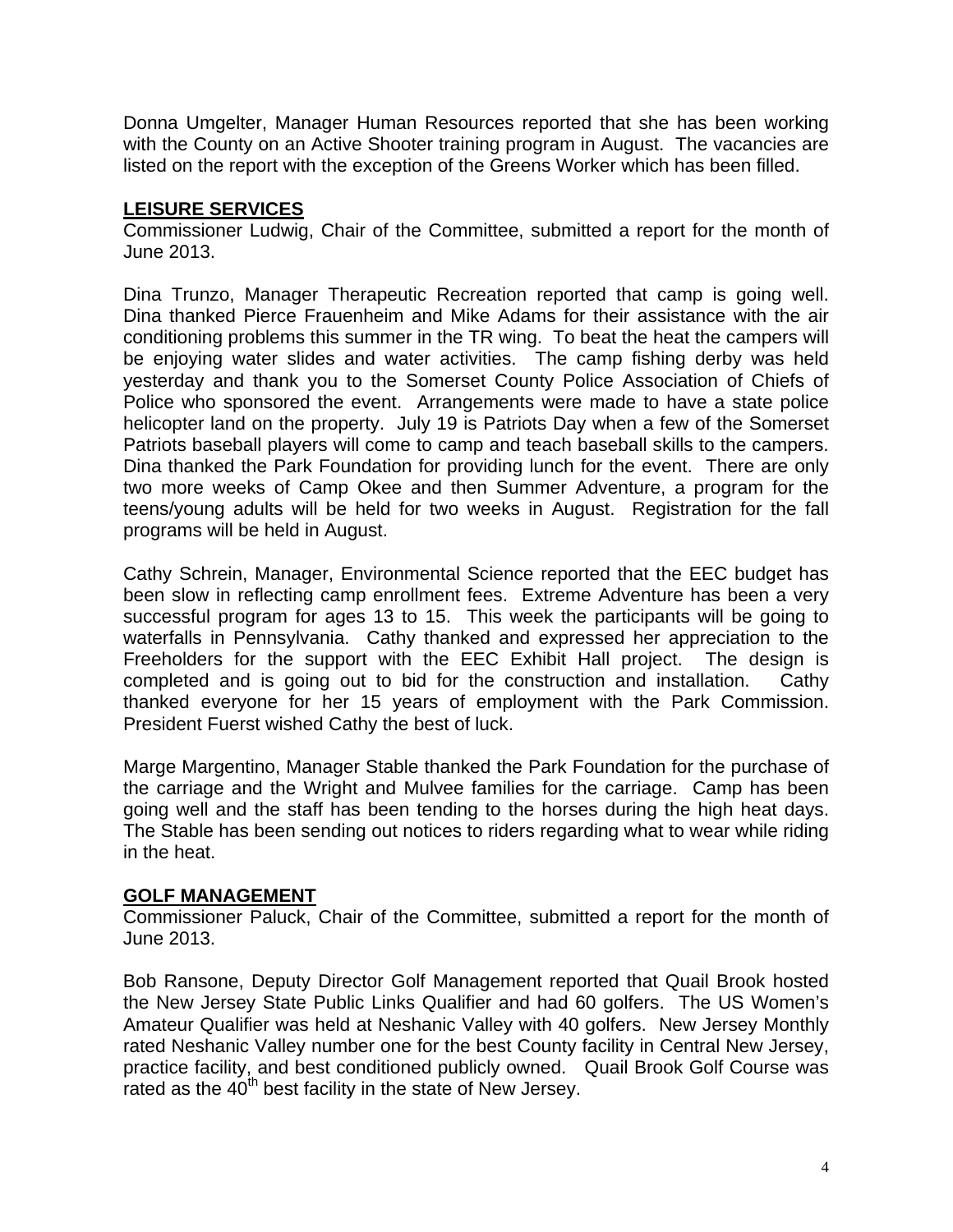Donna Umgelter, Manager Human Resources reported that she has been working with the County on an Active Shooter training program in August. The vacancies are listed on the report with the exception of the Greens Worker which has been filled.

## LEISURE SERVICES

Commissioner Ludwig, Chair of the Committee, submitted a report for the month of June 2013.

Dina Trunzo, Manager Therapeutic Recreation reported that camp is going well. Dina thanked Pierce Frauenheim and Mike Adams for their assistance with the air conditioning problems this summer in the TR wing. To beat the heat the campers will be enjoying water slides and water activities. The camp fishing derby was held yesterday and thank you to the Somerset County Police Association of Chiefs of Police who sponsored the event. Arrangements were made to have a state police helicopter land on the property. July 19 is Patriots Day when a few of the Somerset Patriots baseball players will come to camp and teach baseball skills to the campers. Dina thanked the Park Foundation for providing lunch for the event. There are only two more weeks of Camp Okee and then Summer Adventure, a program for the teens/young adults will be held for two weeks in August. Registration for the fall programs will be held in August.

Cathy Schrein, Manager, Environmental Science reported that the EEC budget has been slow in reflecting camp enrollment fees. Extreme Adventure has been a very successful program for ages 13 to 15. This week the participants will be going to waterfalls in Pennsylvania. Cathy thanked and expressed her appreciation to the Freeholders for the support with the EEC Exhibit Hall project. The design is completed and is going out to bid for the construction and installation. Cathy thanked everyone for her 15 years of employment with the Park Commission. President Fuerst wished Cathy the best of luck.

Marge Margentino, Manager Stable thanked the Park Foundation for the purchase of the carriage and the Wright and Mulvee families for the carriage. Camp has been going well and the staff has been tending to the horses during the high heat days. The Stable has been sending out notices to riders regarding what to wear while riding in the heat.

## GOLF MANAGEMENT

Commissioner Paluck, Chair of the Committee, submitted a report for the month of June 2013.

Bob Ransone, Deputy Director Golf Management reported that Quail Brook hosted the New Jersey State Public Links Qualifier and had 60 golfers. The US Women's Amateur Qualifier was held at Neshanic Valley with 40 golfers. New Jersey Monthly rated Neshanic Valley number one for the best County facility in Central New Jersey, practice facility, and best conditioned publicly owned. Quail Brook Golf Course was rated as the 40th best facility in the state of New Jersey.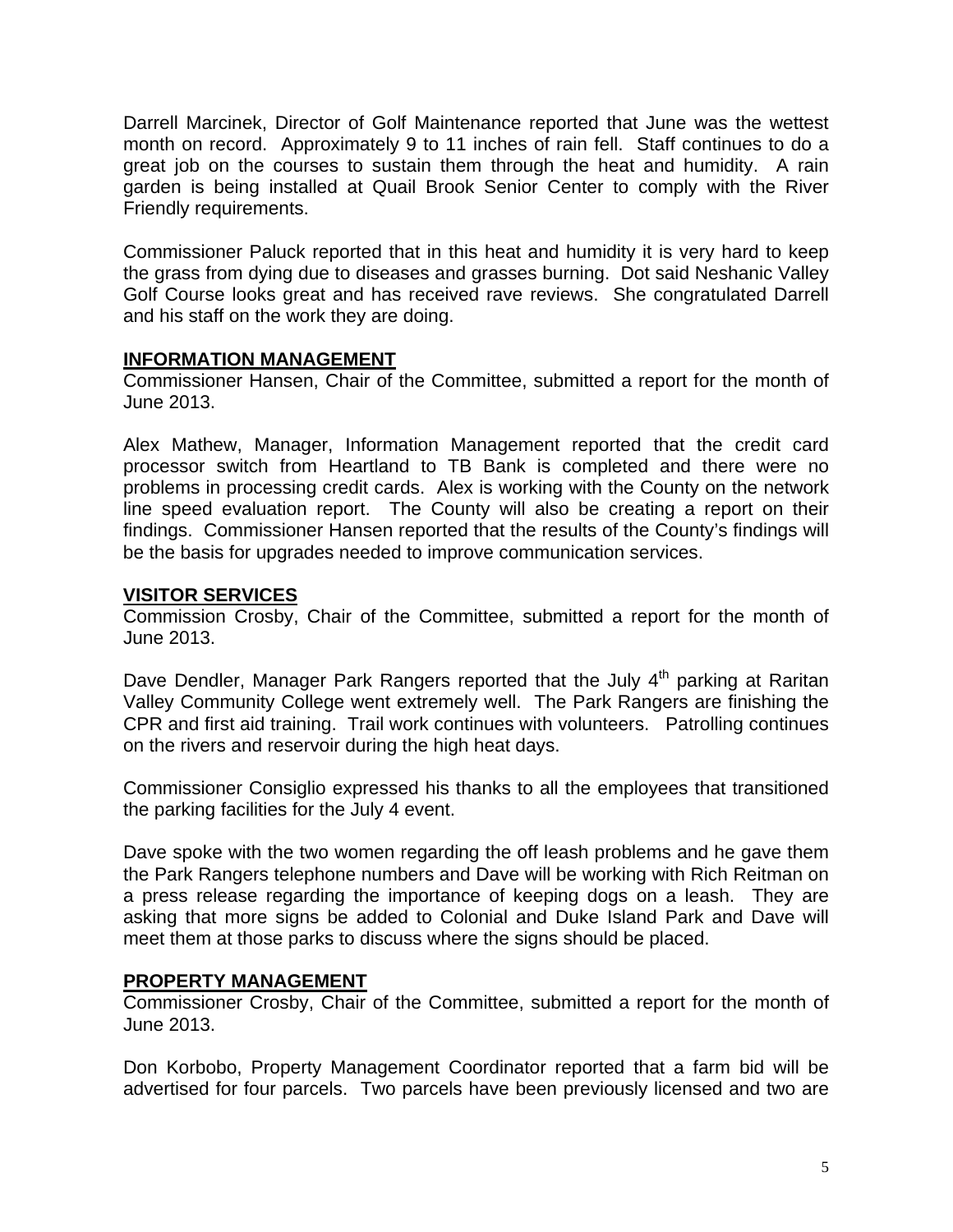Darrell Marcinek, Director of Golf Maintenance reported that June was the wettest month on record. Approximately 9 to 11 inches of rain fell. Staff continues to do a great job on the courses to sustain them through the heat and humidity. A rain garden is being installed at Quail Brook Senior Center to comply with the River Friendly requirements.

Commissioner Paluck reported that in this heat and humidity it is very hard to keep the grass from dying due to diseases and grasses burning. Dot said Neshanic Valley Golf Course looks great and has received rave reviews. She congratulated Darrell and his staff on the work they are doing.

**INFORMATION MANAGEMENT**

Commissioner Hansen, Chair of the Committee, submitted a report for the month of June 2013.

Alex Mathew, Manager, Information Management reported that the credit card processor switch from Heartland to TB Bank is completed and there were no problems in processing credit cards. Alex is working with the County on the network line speed evaluation report. The County will also be creating a report on their findings. Commissioner Hansen reported that the results of the County's findings will be the basis for upgrades needed to improve communication services.

**VISITOR SERVICES**

Commission Crosby, Chair of the Committee, submitted a report for the month of June 2013.

Dave Dendler, Manager Park Rangers reported that the July 4th parking at Raritan Valley Community College went extremely well. The Park Rangers are finishing the CPR and first aid training. Trail work continues with volunteers. Patrolling continues on the rivers and reservoir during the high heat days.

Commissioner Consiglio expressed his thanks to all the employees that transitioned the parking facilities for the July 4 event.

Dave spoke with the two women regarding the off leash problems and he gave them the Park Rangers telephone numbers and Dave will be working with Rich Reitman on a press release regarding the importance of keeping dogs on a leash. They are asking that more signs be added to Colonial and Duke Island Park and Dave will meet them at those parks to discuss where the signs should be placed.

**PROPERTY MANAGEMENT**

Commissioner Crosby, Chair of the Committee, submitted a report for the month of June 2013.

Don Korbobo, Property Management Coordinator reported that a farm bid will be advertised for four parcels. Two parcels have been previously licensed and two are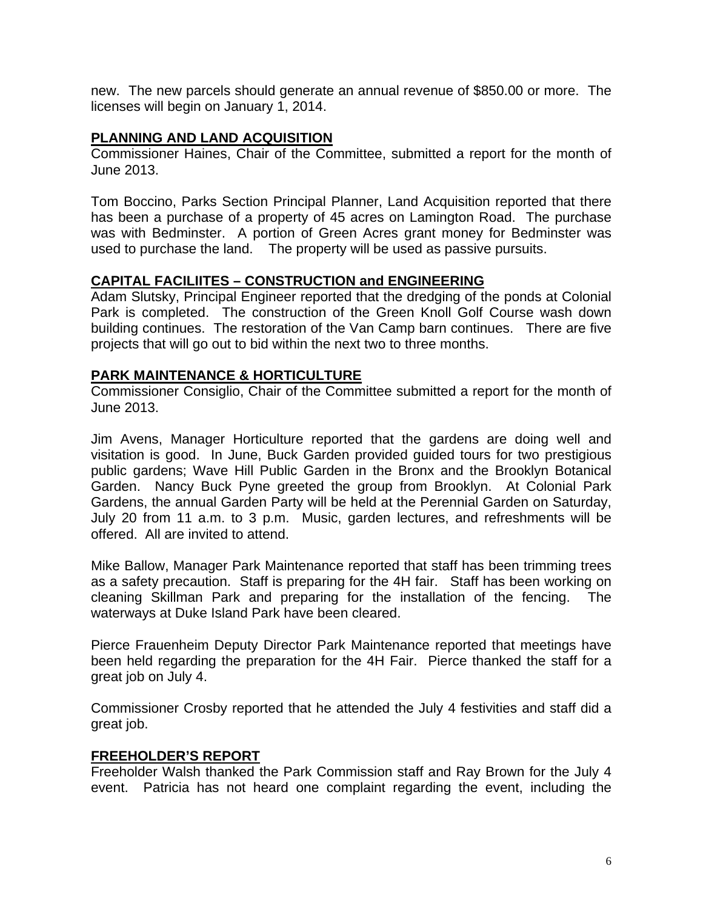new. The new parcels should generate an annual revenue of $850.00 or more. The licenses will begin on January 1, 2014.

## PLANNING AND LAND ACQUISITION

Commissioner Haines, Chair of the Committee, submitted a report for the month of June 2013.

Tom Boccino, Parks Section Principal Planner, Land Acquisition reported that there has been a purchase of a property of 45 acres on Lamington Road. The purchase was with Bedminster. A portion of Green Acres grant money for Bedminster was used to purchase the land. The property will be used as passive pursuits.

## CAPITAL FACILIITES – CONSTRUCTION and ENGINEERING

Adam Slutsky, Principal Engineer reported that the dredging of the ponds at Colonial Park is completed. The construction of the Green Knoll Golf Course wash down building continues. The restoration of the Van Camp barn continues. There are five projects that will go out to bid within the next two to three months.

## PARK MAINTENANCE & HORTICULTURE

Commissioner Consiglio, Chair of the Committee submitted a report for the month of June 2013.

Jim Avens, Manager Horticulture reported that the gardens are doing well and visitation is good. In June, Buck Garden provided guided tours for two prestigious public gardens; Wave Hill Public Garden in the Bronx and the Brooklyn Botanical Garden. Nancy Buck Pyne greeted the group from Brooklyn. At Colonial Park Gardens, the annual Garden Party will be held at the Perennial Garden on Saturday, July 20 from 11 a.m. to 3 p.m. Music, garden lectures, and refreshments will be offered. All are invited to attend.

Mike Ballow, Manager Park Maintenance reported that staff has been trimming trees as a safety precaution. Staff is preparing for the 4H fair. Staff has been working on cleaning Skillman Park and preparing for the installation of the fencing. The waterways at Duke Island Park have been cleared.

Pierce Frauenheim Deputy Director Park Maintenance reported that meetings have been held regarding the preparation for the 4H Fair. Pierce thanked the staff for a great job on July 4.

Commissioner Crosby reported that he attended the July 4 festivities and staff did a great job.

## FREEHOLDER'S REPORT

Freeholder Walsh thanked the Park Commission staff and Ray Brown for the July 4 event. Patricia has not heard one complaint regarding the event, including the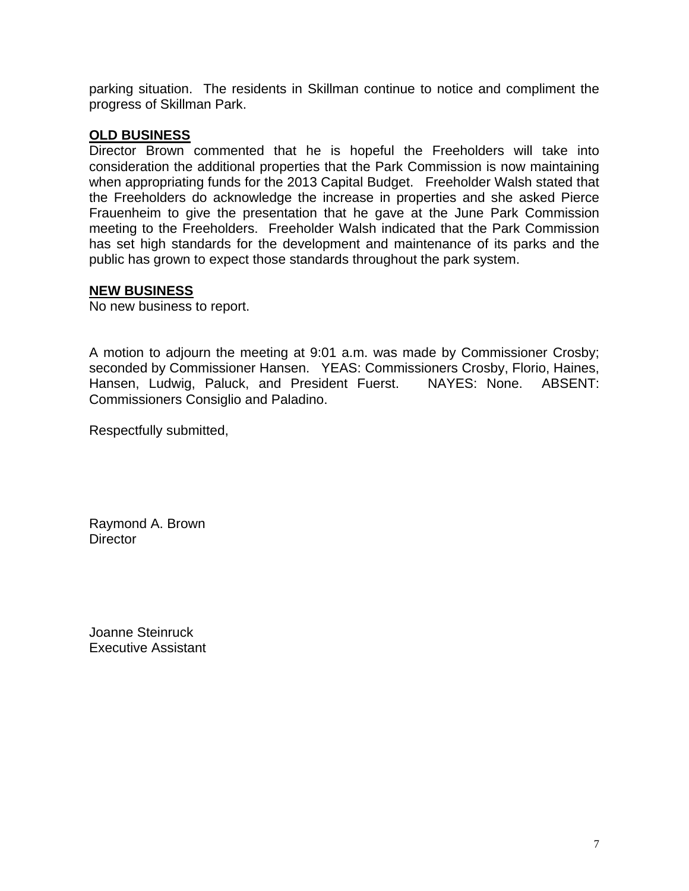parking situation. The residents in Skillman continue to notice and compliment the progress of Skillman Park.

**OLD BUSINESS**

Director Brown commented that he is hopeful the Freeholders will take into consideration the additional properties that the Park Commission is now maintaining when appropriating funds for the 2013 Capital Budget. Freeholder Walsh stated that the Freeholders do acknowledge the increase in properties and she asked Pierce Frauenheim to give the presentation that he gave at the June Park Commission meeting to the Freeholders. Freeholder Walsh indicated that the Park Commission has set high standards for the development and maintenance of its parks and the public has grown to expect those standards throughout the park system.

**NEW BUSINESS**

No new business to report.

A motion to adjourn the meeting at 9:01 a.m. was made by Commissioner Crosby; seconded by Commissioner Hansen. YEAS: Commissioners Crosby, Florio, Haines, Hansen, Ludwig, Paluck, and President Fuerst. NAYES: None. ABSENT: Commissioners Consiglio and Paladino.

Respectfully submitted,

Raymond A. Brown
Director

Joanne Steinruck
Executive Assistant